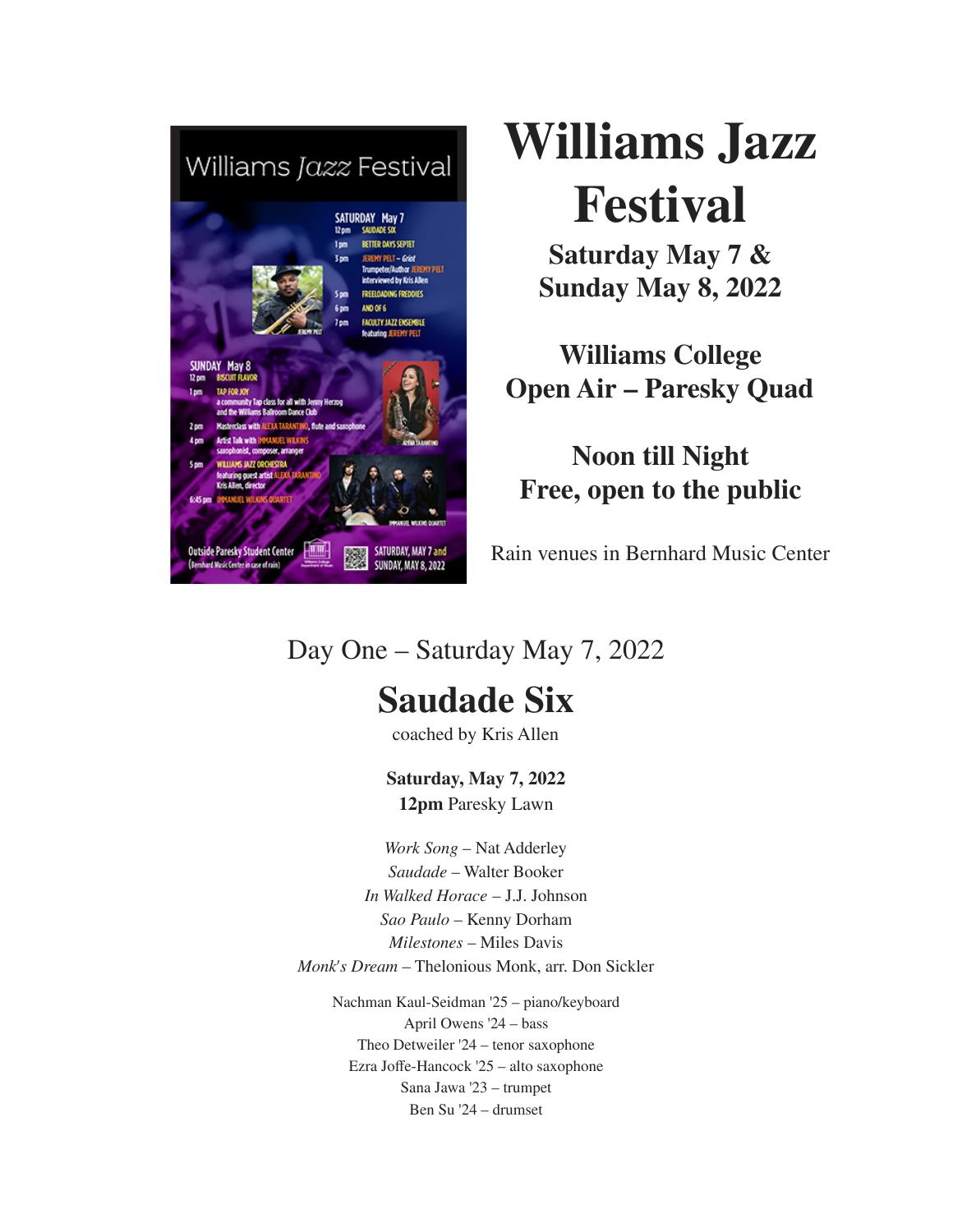# Williams Jazz Festival

**Saturday May 7 &**
**Sunday May 8, 2022**

**Williams College**
**Open Air – Paresky Quad**

**Noon till Night**
**Free, open to the public**

Rain venues in Bernhard Music Center

Day One – Saturday May 7, 2022

## Saudade Six

coached by Kris Allen

**Saturday, May 7, 2022**
**12pm** Paresky Lawn

*Work Song* – Nat Adderley
*Saudade* – Walter Booker
*In Walked Horace* – J.J. Johnson
*Sao Paulo* – Kenny Dorham
*Milestones* – Miles Davis
*Monk's Dream* – Thelonious Monk, arr. Don Sickler

Nachman Kaul-Seidman '25 – piano/keyboard
April Owens '24 – bass
Theo Detweiler '24 – tenor saxophone
Ezra Joffe-Hancock '25 – alto saxophone
Sana Jawa '23 – trumpet
Ben Su '24 – drumset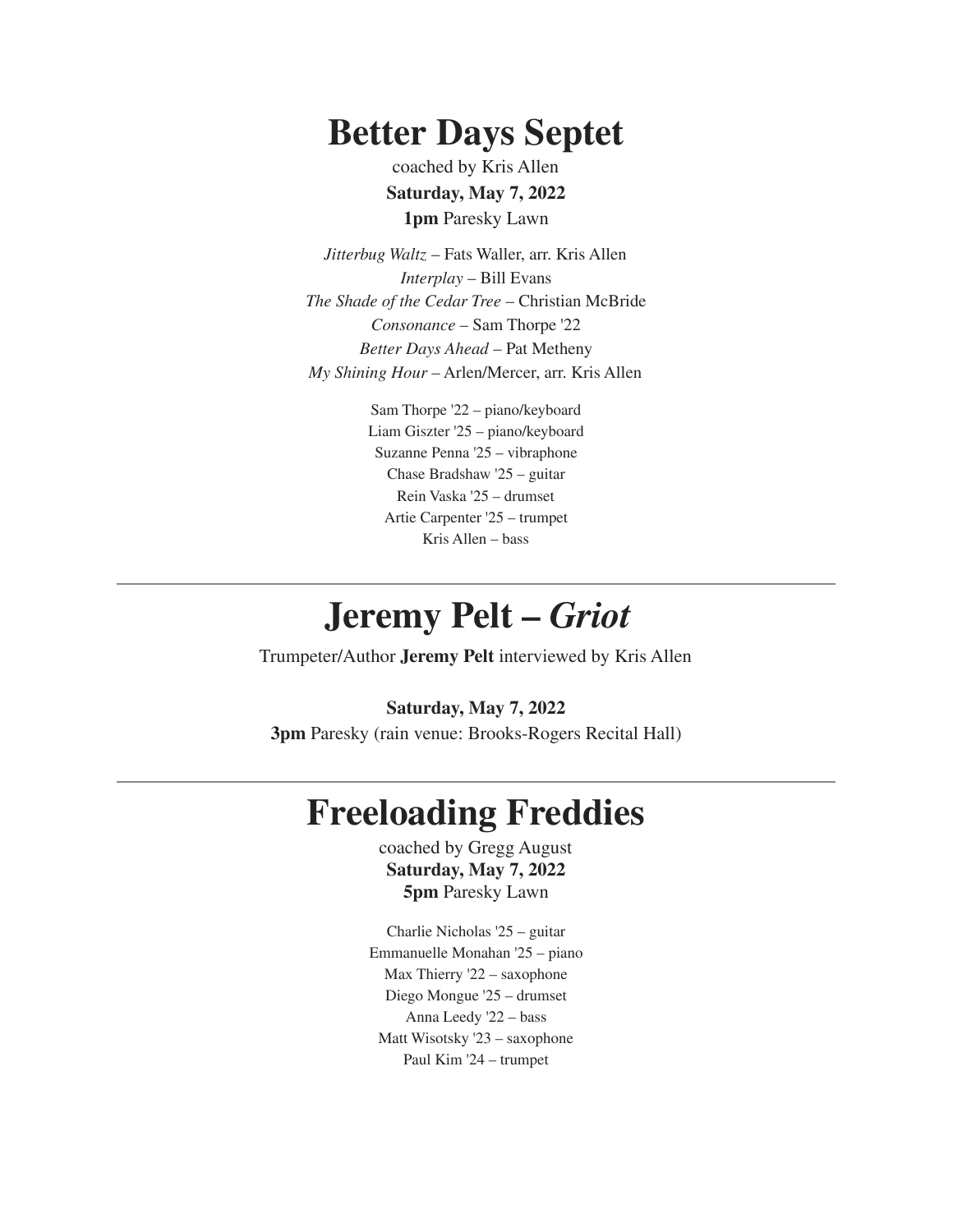# Better Days Septet

coached by Kris Allen

**Saturday, May 7, 2022**

**1pm** Paresky Lawn

*Jitterbug Waltz* – Fats Waller, arr. Kris Allen
*Interplay* – Bill Evans
*The Shade of the Cedar Tree* – Christian McBride
*Consonance* – Sam Thorpe '22
*Better Days Ahead* – Pat Metheny
*My Shining Hour* – Arlen/Mercer, arr. Kris Allen

Sam Thorpe '22 – piano/keyboard
Liam Giszter '25 – piano/keyboard
Suzanne Penna '25 – vibraphone
Chase Bradshaw '25 – guitar
Rein Vaska '25 – drumset
Artie Carpenter '25 – trumpet
Kris Allen – bass

---

# Jeremy Pelt – *Griot*

Trumpeter/Author **Jeremy Pelt** interviewed by Kris Allen

**Saturday, May 7, 2022**

**3pm** Paresky (rain venue: Brooks-Rogers Recital Hall)

---

# Freeloading Freddies

coached by Gregg August

**Saturday, May 7, 2022**

**5pm** Paresky Lawn

Charlie Nicholas '25 – guitar
Emmanuelle Monahan '25 – piano
Max Thierry '22 – saxophone
Diego Mongue '25 – drumset
Anna Leedy '22 – bass
Matt Wisotsky '23 – saxophone
Paul Kim '24 – trumpet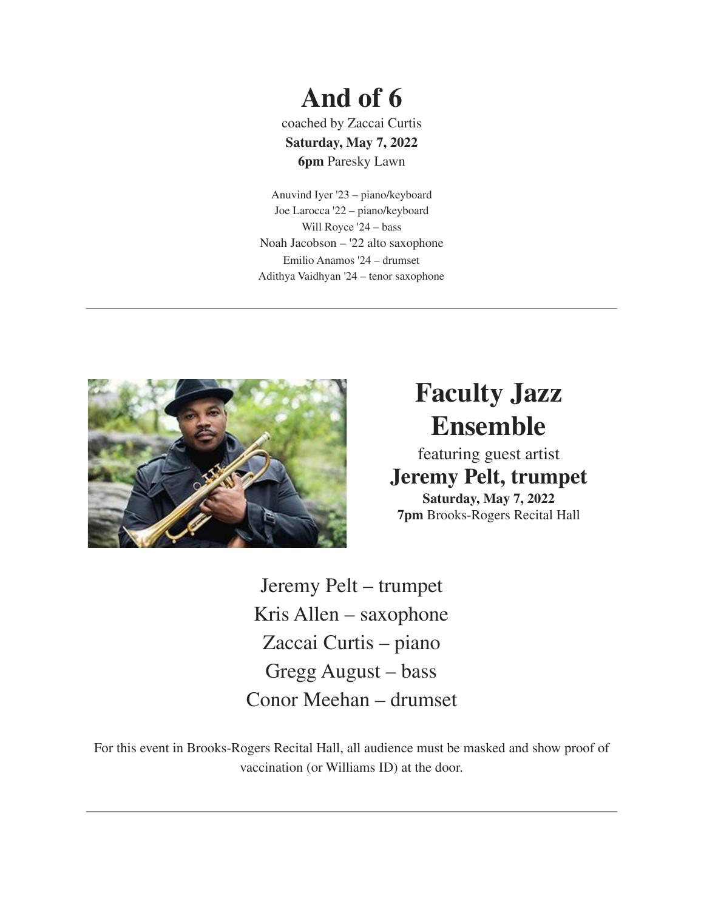# And of 6

coached by Zaccai Curtis

**Saturday, May 7, 2022**

**6pm** Paresky Lawn

Anuvind Iyer '23 – piano/keyboard
Joe Larocca '22 – piano/keyboard
Will Royce '24 – bass
Noah Jacobson – '22 alto saxophone
Emilio Anamos '24 – drumset
Adithya Vaidhyan '24 – tenor saxophone

---

# Faculty Jazz Ensemble

featuring guest artist

## Jeremy Pelt, trumpet

**Saturday, May 7, 2022**

**7pm** Brooks-Rogers Recital Hall

Jeremy Pelt – trumpet
Kris Allen – saxophone
Zaccai Curtis – piano
Gregg August – bass
Conor Meehan – drumset

For this event in Brooks-Rogers Recital Hall, all audience must be masked and show proof of vaccination (or Williams ID) at the door.

---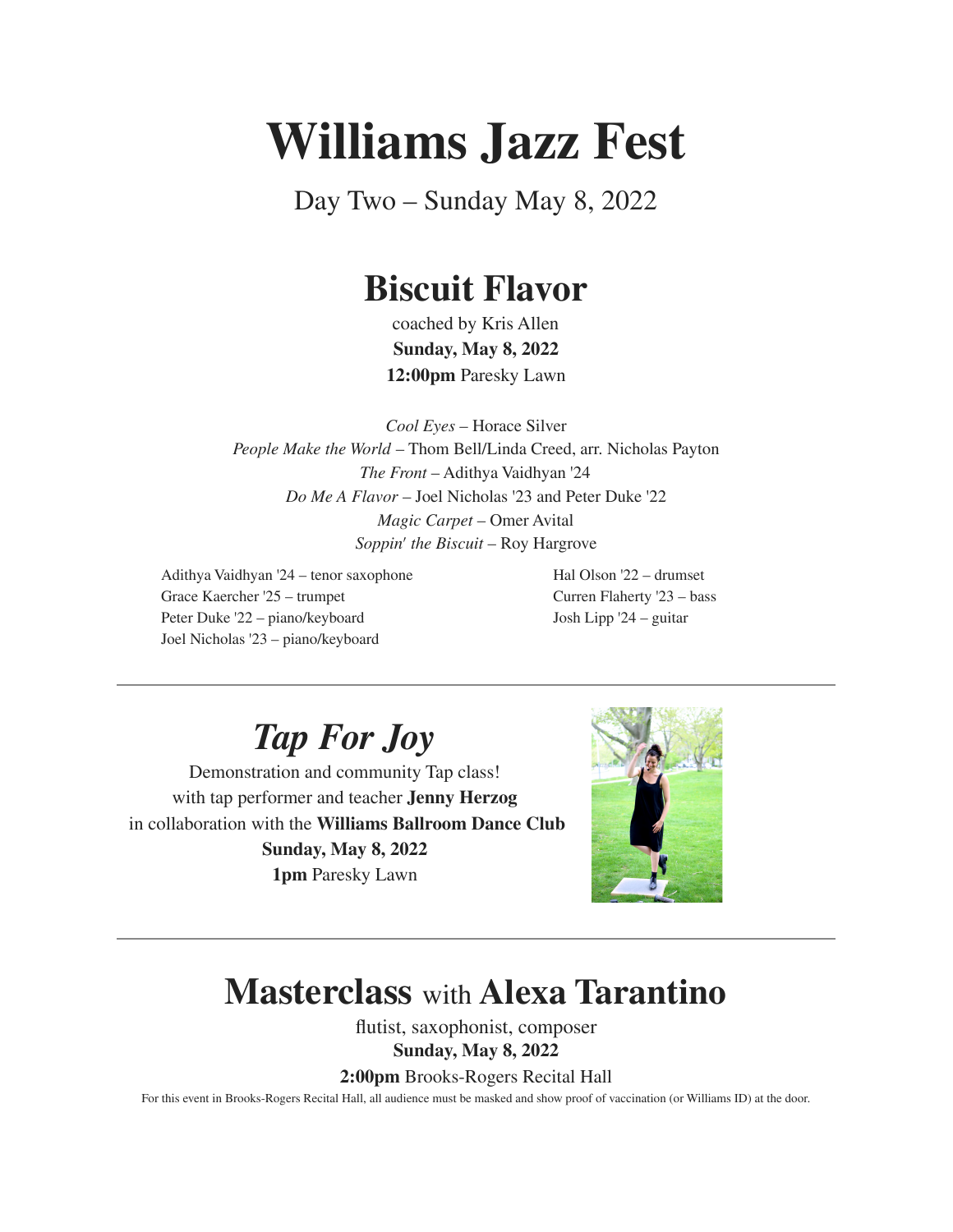# Williams Jazz Fest

Day Two – Sunday May 8, 2022

## Biscuit Flavor

coached by Kris Allen

**Sunday, May 8, 2022**

**12:00pm** Paresky Lawn

*Cool Eyes* – Horace Silver

*People Make the World* – Thom Bell/Linda Creed, arr. Nicholas Payton

*The Front* – Adithya Vaidhyan '24

*Do Me A Flavor* – Joel Nicholas '23 and Peter Duke '22

*Magic Carpet* – Omer Avital

*Soppin' the Biscuit* – Roy Hargrove

Adithya Vaidhyan '24 – tenor saxophone
Grace Kaercher '25 – trumpet
Peter Duke '22 – piano/keyboard
Joel Nicholas '23 – piano/keyboard
Hal Olson '22 – drumset
Curren Flaherty '23 – bass
Josh Lipp '24 – guitar

---

## *Tap For Joy*

Demonstration and community Tap class!

with tap performer and teacher **Jenny Herzog**

in collaboration with the **Williams Ballroom Dance Club**

**Sunday, May 8, 2022**

**1pm** Paresky Lawn

---

## Masterclass with Alexa Tarantino

flutist, saxophonist, composer

**Sunday, May 8, 2022**

**2:00pm** Brooks-Rogers Recital Hall

For this event in Brooks-Rogers Recital Hall, all audience must be masked and show proof of vaccination (or Williams ID) at the door.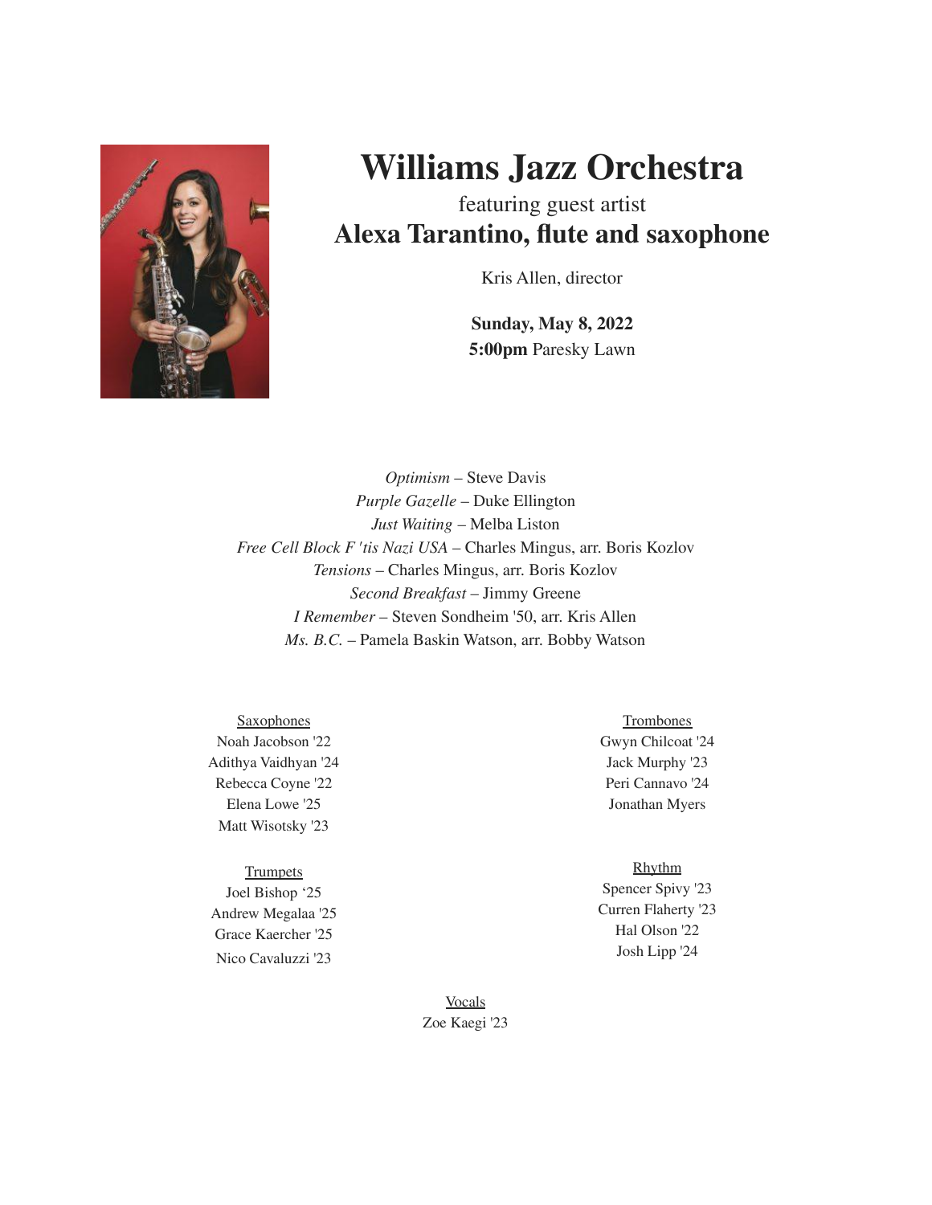# Williams Jazz Orchestra

featuring guest artist

## Alexa Tarantino, flute and saxophone

Kris Allen, director

**Sunday, May 8, 2022**
**5:00pm** Paresky Lawn

*Optimism* – Steve Davis
*Purple Gazelle* – Duke Ellington
*Just Waiting* – Melba Liston
*Free Cell Block F 'tis Nazi USA* – Charles Mingus, arr. Boris Kozlov
*Tensions* – Charles Mingus, arr. Boris Kozlov
*Second Breakfast* – Jimmy Greene
*I Remember* – Steven Sondheim '50, arr. Kris Allen
*Ms. B.C.* – Pamela Baskin Watson, arr. Bobby Watson

Saxophones
Noah Jacobson '22
Adithya Vaidhyan '24
Rebecca Coyne '22
Elena Lowe '25
Matt Wisotsky '23

Trumpets
Joel Bishop '25
Andrew Megalaa '25
Grace Kaercher '25
Nico Cavaluzzi '23

Trombones
Gwyn Chilcoat '24
Jack Murphy '23
Peri Cannavo '24
Jonathan Myers

Rhythm
Spencer Spivy '23
Curren Flaherty '23
Hal Olson '22
Josh Lipp '24

Vocals
Zoe Kaegi '23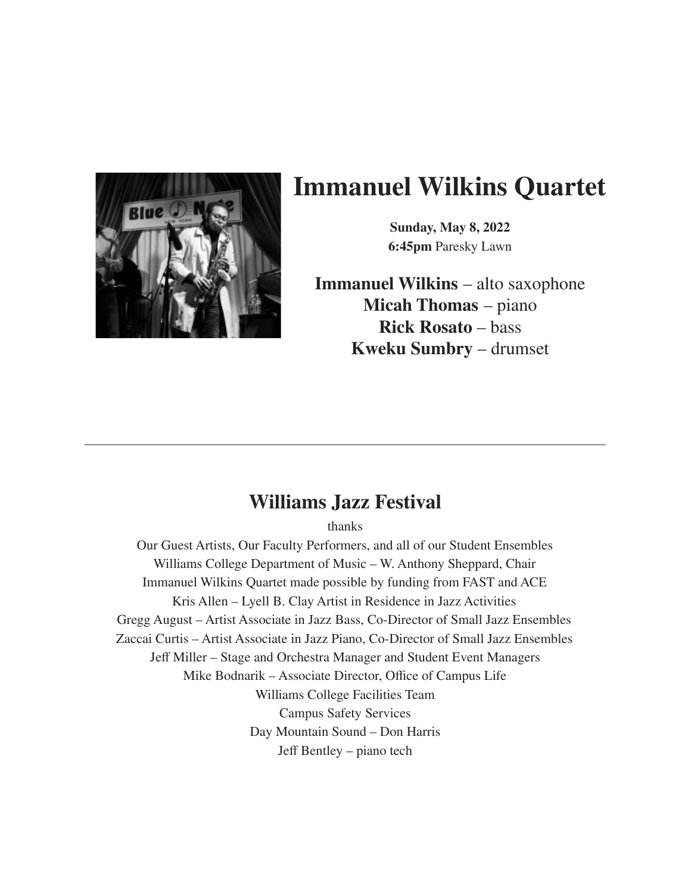# Immanuel Wilkins Quartet

**Sunday, May 8, 2022**
**6:45pm** Paresky Lawn

**Immanuel Wilkins** – alto saxophone
**Micah Thomas** – piano
**Rick Rosato** – bass
**Kweku Sumbry** – drumset

---

## Williams Jazz Festival

thanks

Our Guest Artists, Our Faculty Performers, and all of our Student Ensembles
Williams College Department of Music – W. Anthony Sheppard, Chair
Immanuel Wilkins Quartet made possible by funding from FAST and ACE
Kris Allen – Lyell B. Clay Artist in Residence in Jazz Activities
Gregg August – Artist Associate in Jazz Bass, Co-Director of Small Jazz Ensembles
Zaccai Curtis – Artist Associate in Jazz Piano, Co-Director of Small Jazz Ensembles
Jeff Miller – Stage and Orchestra Manager and Student Event Managers
Mike Bodnarik – Associate Director, Office of Campus Life
Williams College Facilities Team
Campus Safety Services
Day Mountain Sound – Don Harris
Jeff Bentley – piano tech